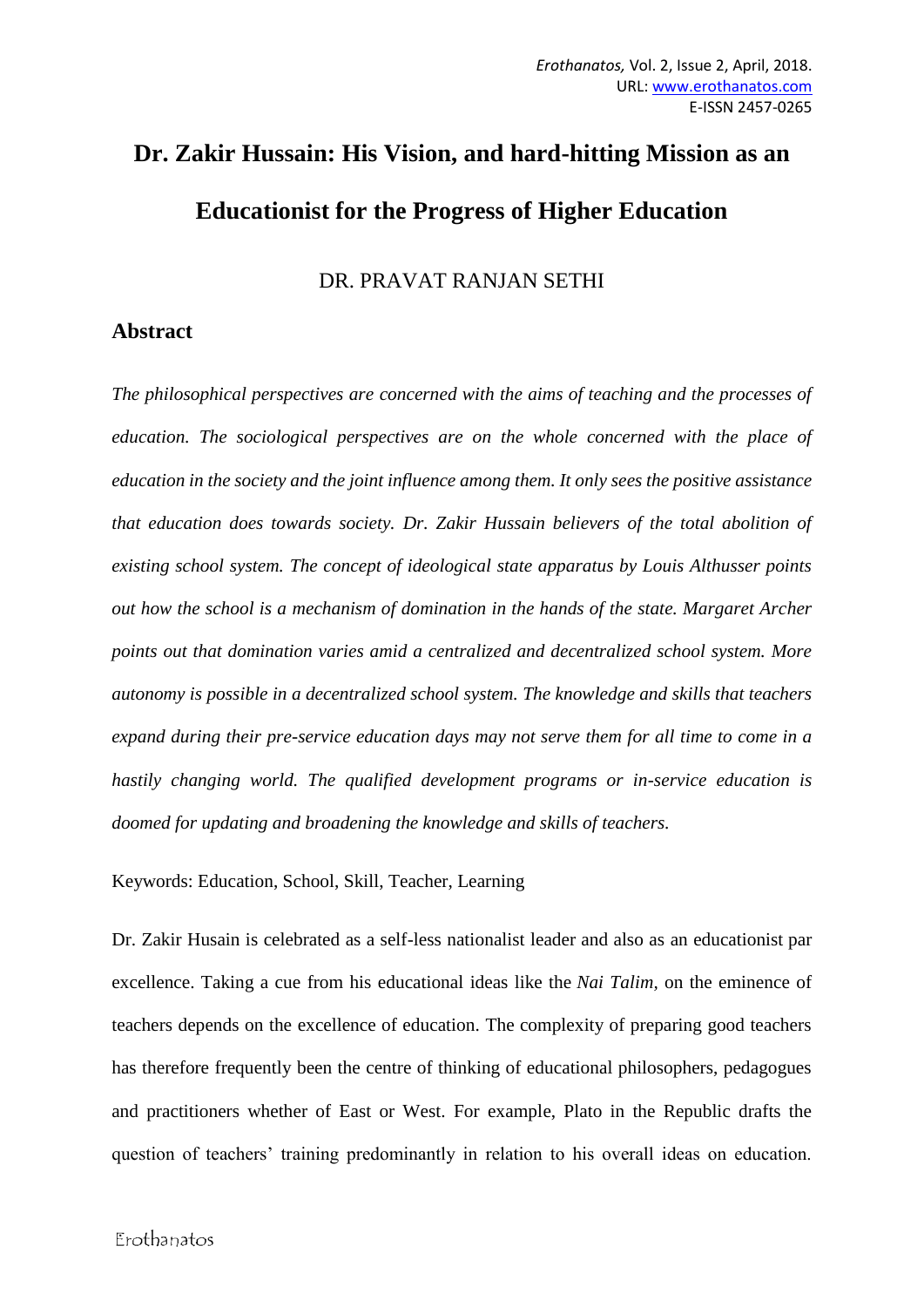# Dr. Zakir Hussain: His Vision, and hard-hitting Mission as an Educationist for the Progress of Higher Education

DR. PRAVAT RANJAN SETHI

## Abstract

*The philosophical perspectives are concerned with the aims of teaching and the processes of education. The sociological perspectives are on the whole concerned with the place of education in the society and the joint influence among them. It only sees the positive assistance that education does towards society. Dr. Zakir Hussain believers of the total abolition of existing school system. The concept of ideological state apparatus by Louis Althusser points out how the school is a mechanism of domination in the hands of the state. Margaret Archer points out that domination varies amid a centralized and decentralized school system. More autonomy is possible in a decentralized school system. The knowledge and skills that teachers expand during their pre-service education days may not serve them for all time to come in a hastily changing world. The qualified development programs or in-service education is doomed for updating and broadening the knowledge and skills of teachers.*

Keywords: Education, School, Skill, Teacher, Learning

Dr. Zakir Husain is celebrated as a self-less nationalist leader and also as an educationist par excellence. Taking a cue from his educational ideas like the *Nai Talim*, on the eminence of teachers depends on the excellence of education. The complexity of preparing good teachers has therefore frequently been the centre of thinking of educational philosophers, pedagogues and practitioners whether of East or West. For example, Plato in the Republic drafts the question of teachers' training predominantly in relation to his overall ideas on education.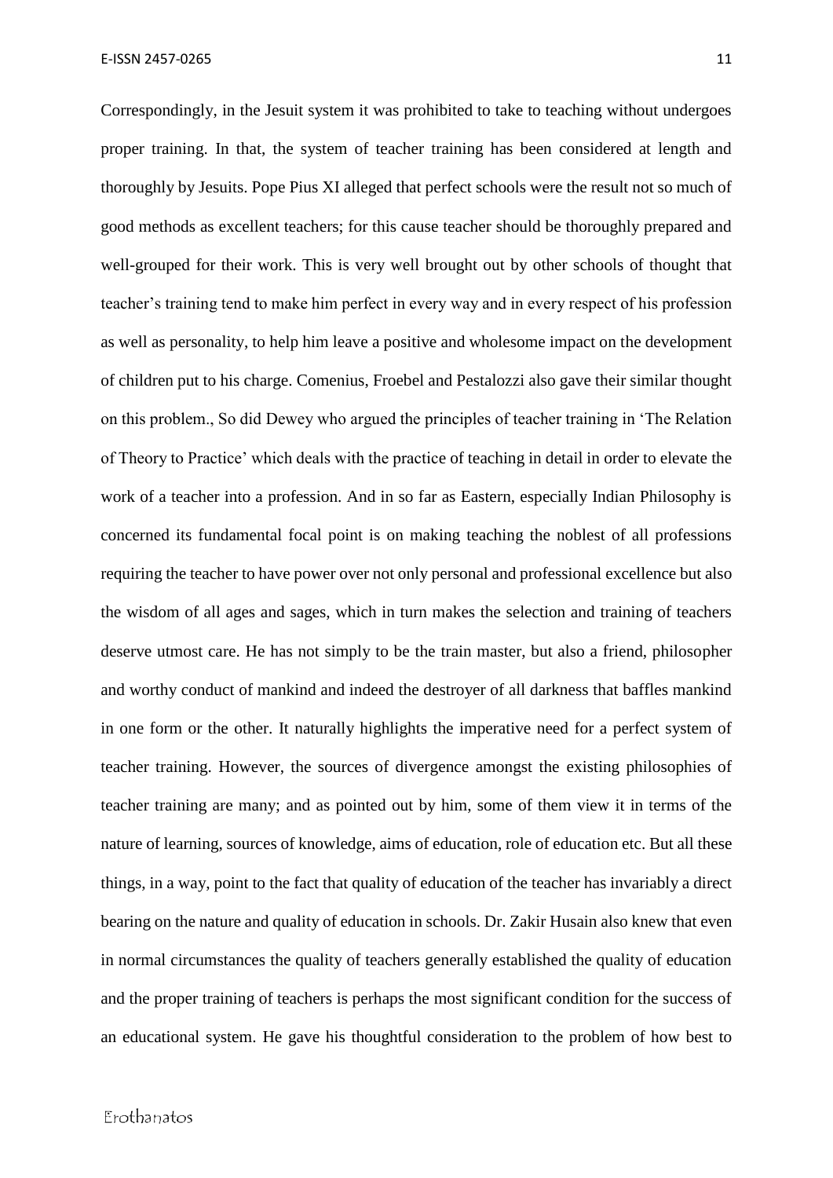Correspondingly, in the Jesuit system it was prohibited to take to teaching without undergoes proper training. In that, the system of teacher training has been considered at length and thoroughly by Jesuits. Pope Pius XI alleged that perfect schools were the result not so much of good methods as excellent teachers; for this cause teacher should be thoroughly prepared and well-grouped for their work. This is very well brought out by other schools of thought that teacher's training tend to make him perfect in every way and in every respect of his profession as well as personality, to help him leave a positive and wholesome impact on the development of children put to his charge. Comenius, Froebel and Pestalozzi also gave their similar thought on this problem., So did Dewey who argued the principles of teacher training in 'The Relation of Theory to Practice' which deals with the practice of teaching in detail in order to elevate the work of a teacher into a profession. And in so far as Eastern, especially Indian Philosophy is concerned its fundamental focal point is on making teaching the noblest of all professions requiring the teacher to have power over not only personal and professional excellence but also the wisdom of all ages and sages, which in turn makes the selection and training of teachers deserve utmost care. He has not simply to be the train master, but also a friend, philosopher and worthy conduct of mankind and indeed the destroyer of all darkness that baffles mankind in one form or the other. It naturally highlights the imperative need for a perfect system of teacher training. However, the sources of divergence amongst the existing philosophies of teacher training are many; and as pointed out by him, some of them view it in terms of the nature of learning, sources of knowledge, aims of education, role of education etc. But all these things, in a way, point to the fact that quality of education of the teacher has invariably a direct bearing on the nature and quality of education in schools. Dr. Zakir Husain also knew that even in normal circumstances the quality of teachers generally established the quality of education and the proper training of teachers is perhaps the most significant condition for the success of an educational system. He gave his thoughtful consideration to the problem of how best to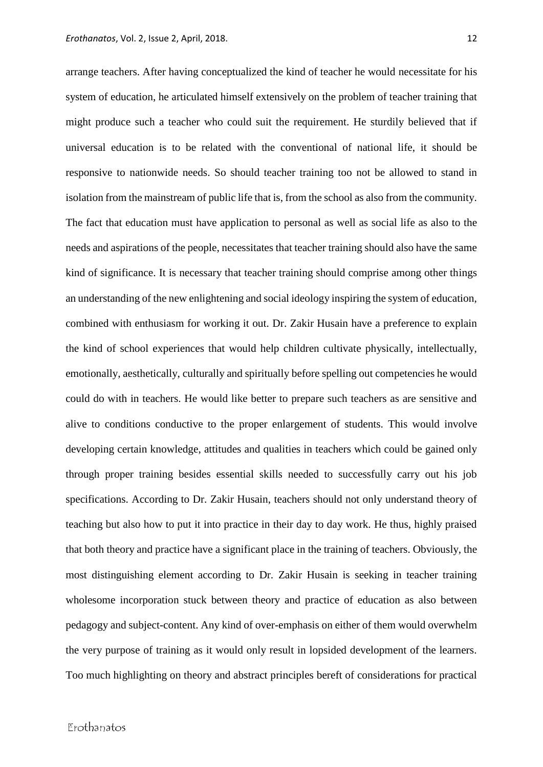arrange teachers. After having conceptualized the kind of teacher he would necessitate for his system of education, he articulated himself extensively on the problem of teacher training that might produce such a teacher who could suit the requirement. He sturdily believed that if universal education is to be related with the conventional of national life, it should be responsive to nationwide needs. So should teacher training too not be allowed to stand in isolation from the mainstream of public life that is, from the school as also from the community. The fact that education must have application to personal as well as social life as also to the needs and aspirations of the people, necessitates that teacher training should also have the same kind of significance. It is necessary that teacher training should comprise among other things an understanding of the new enlightening and social ideology inspiring the system of education, combined with enthusiasm for working it out. Dr. Zakir Husain have a preference to explain the kind of school experiences that would help children cultivate physically, intellectually, emotionally, aesthetically, culturally and spiritually before spelling out competencies he would could do with in teachers. He would like better to prepare such teachers as are sensitive and alive to conditions conductive to the proper enlargement of students. This would involve developing certain knowledge, attitudes and qualities in teachers which could be gained only through proper training besides essential skills needed to successfully carry out his job specifications. According to Dr. Zakir Husain, teachers should not only understand theory of teaching but also how to put it into practice in their day to day work. He thus, highly praised that both theory and practice have a significant place in the training of teachers. Obviously, the most distinguishing element according to Dr. Zakir Husain is seeking in teacher training wholesome incorporation stuck between theory and practice of education as also between pedagogy and subject-content. Any kind of over-emphasis on either of them would overwhelm the very purpose of training as it would only result in lopsided development of the learners. Too much highlighting on theory and abstract principles bereft of considerations for practical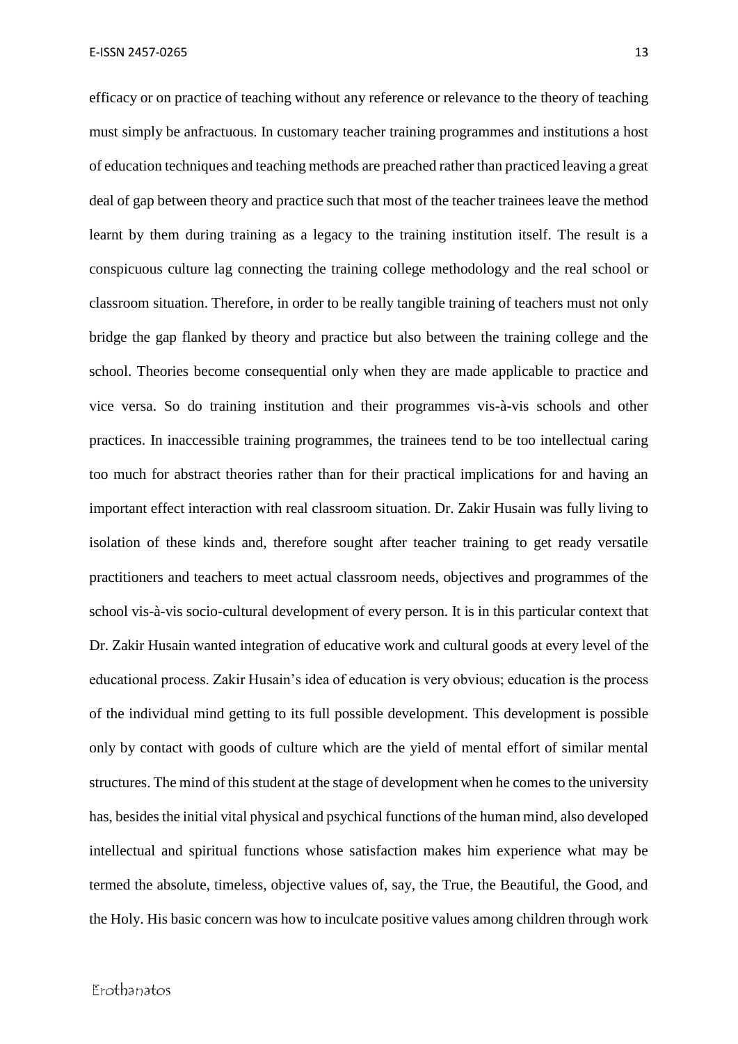efficacy or on practice of teaching without any reference or relevance to the theory of teaching must simply be anfractuous. In customary teacher training programmes and institutions a host of education techniques and teaching methods are preached rather than practiced leaving a great deal of gap between theory and practice such that most of the teacher trainees leave the method learnt by them during training as a legacy to the training institution itself. The result is a conspicuous culture lag connecting the training college methodology and the real school or classroom situation. Therefore, in order to be really tangible training of teachers must not only bridge the gap flanked by theory and practice but also between the training college and the school. Theories become consequential only when they are made applicable to practice and vice versa. So do training institution and their programmes vis-à-vis schools and other practices. In inaccessible training programmes, the trainees tend to be too intellectual caring too much for abstract theories rather than for their practical implications for and having an important effect interaction with real classroom situation. Dr. Zakir Husain was fully living to isolation of these kinds and, therefore sought after teacher training to get ready versatile practitioners and teachers to meet actual classroom needs, objectives and programmes of the school vis-à-vis socio-cultural development of every person. It is in this particular context that Dr. Zakir Husain wanted integration of educative work and cultural goods at every level of the educational process. Zakir Husain's idea of education is very obvious; education is the process of the individual mind getting to its full possible development. This development is possible only by contact with goods of culture which are the yield of mental effort of similar mental structures. The mind of this student at the stage of development when he comes to the university has, besides the initial vital physical and psychical functions of the human mind, also developed intellectual and spiritual functions whose satisfaction makes him experience what may be termed the absolute, timeless, objective values of, say, the True, the Beautiful, the Good, and the Holy. His basic concern was how to inculcate positive values among children through work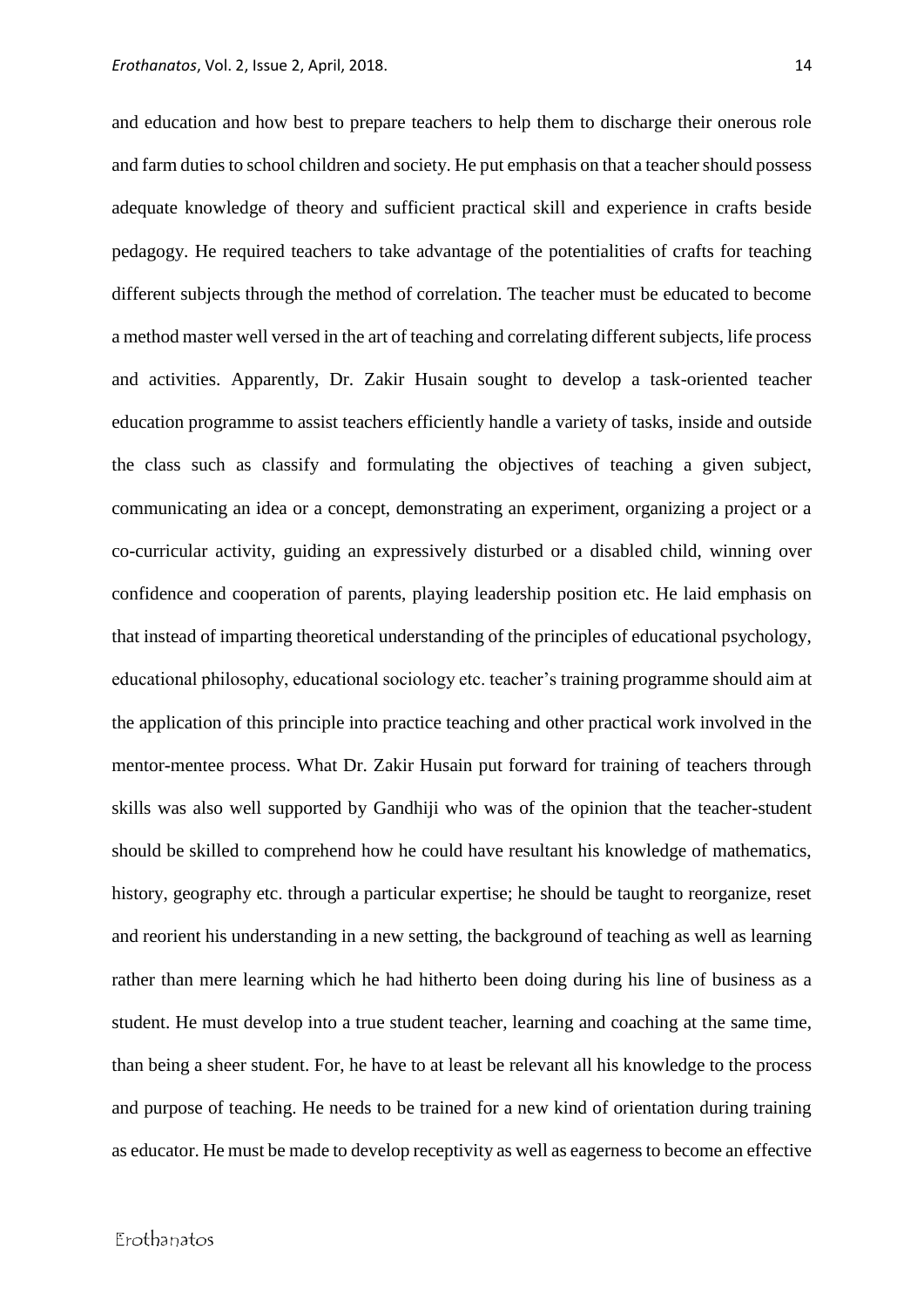and education and how best to prepare teachers to help them to discharge their onerous role and farm duties to school children and society. He put emphasis on that a teacher should possess adequate knowledge of theory and sufficient practical skill and experience in crafts beside pedagogy. He required teachers to take advantage of the potentialities of crafts for teaching different subjects through the method of correlation. The teacher must be educated to become a method master well versed in the art of teaching and correlating different subjects, life process and activities. Apparently, Dr. Zakir Husain sought to develop a task-oriented teacher education programme to assist teachers efficiently handle a variety of tasks, inside and outside the class such as classify and formulating the objectives of teaching a given subject, communicating an idea or a concept, demonstrating an experiment, organizing a project or a co-curricular activity, guiding an expressively disturbed or a disabled child, winning over confidence and cooperation of parents, playing leadership position etc. He laid emphasis on that instead of imparting theoretical understanding of the principles of educational psychology, educational philosophy, educational sociology etc. teacher's training programme should aim at the application of this principle into practice teaching and other practical work involved in the mentor-mentee process. What Dr. Zakir Husain put forward for training of teachers through skills was also well supported by Gandhiji who was of the opinion that the teacher-student should be skilled to comprehend how he could have resultant his knowledge of mathematics, history, geography etc. through a particular expertise; he should be taught to reorganize, reset and reorient his understanding in a new setting, the background of teaching as well as learning rather than mere learning which he had hitherto been doing during his line of business as a student. He must develop into a true student teacher, learning and coaching at the same time, than being a sheer student. For, he have to at least be relevant all his knowledge to the process and purpose of teaching. He needs to be trained for a new kind of orientation during training as educator. He must be made to develop receptivity as well as eagerness to become an effective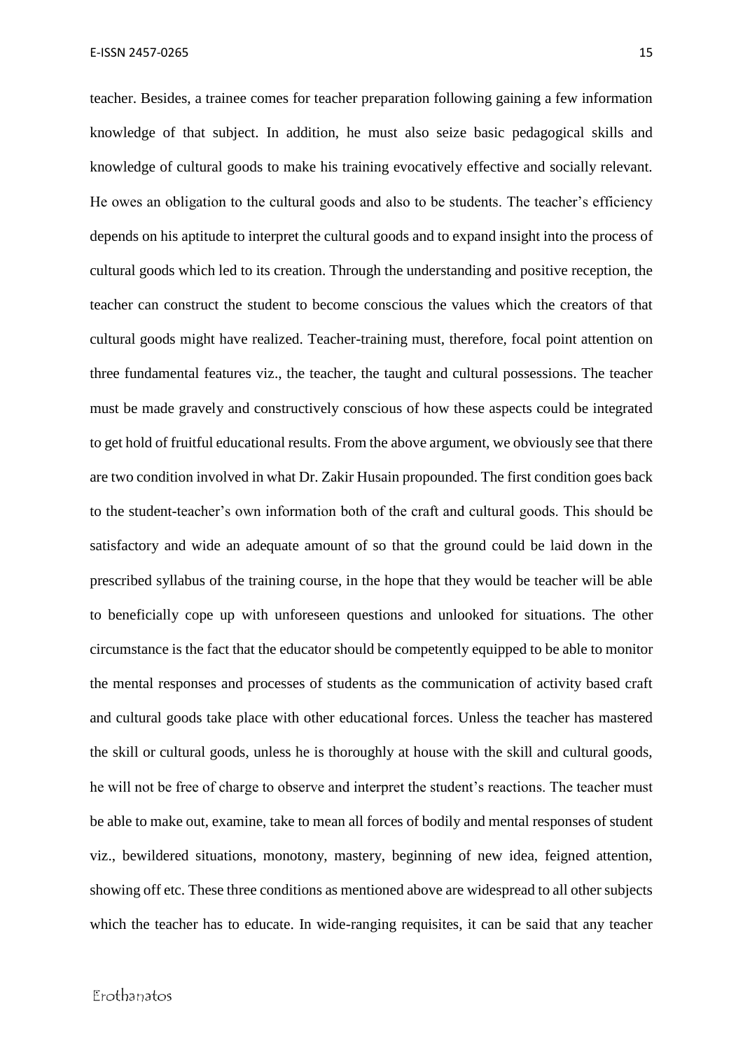teacher. Besides, a trainee comes for teacher preparation following gaining a few information knowledge of that subject. In addition, he must also seize basic pedagogical skills and knowledge of cultural goods to make his training evocatively effective and socially relevant. He owes an obligation to the cultural goods and also to be students. The teacher's efficiency depends on his aptitude to interpret the cultural goods and to expand insight into the process of cultural goods which led to its creation. Through the understanding and positive reception, the teacher can construct the student to become conscious the values which the creators of that cultural goods might have realized. Teacher-training must, therefore, focal point attention on three fundamental features viz., the teacher, the taught and cultural possessions. The teacher must be made gravely and constructively conscious of how these aspects could be integrated to get hold of fruitful educational results. From the above argument, we obviously see that there are two condition involved in what Dr. Zakir Husain propounded. The first condition goes back to the student-teacher's own information both of the craft and cultural goods. This should be satisfactory and wide an adequate amount of so that the ground could be laid down in the prescribed syllabus of the training course, in the hope that they would be teacher will be able to beneficially cope up with unforeseen questions and unlooked for situations. The other circumstance is the fact that the educator should be competently equipped to be able to monitor the mental responses and processes of students as the communication of activity based craft and cultural goods take place with other educational forces. Unless the teacher has mastered the skill or cultural goods, unless he is thoroughly at house with the skill and cultural goods, he will not be free of charge to observe and interpret the student's reactions. The teacher must be able to make out, examine, take to mean all forces of bodily and mental responses of student viz., bewildered situations, monotony, mastery, beginning of new idea, feigned attention, showing off etc. These three conditions as mentioned above are widespread to all other subjects which the teacher has to educate. In wide-ranging requisites, it can be said that any teacher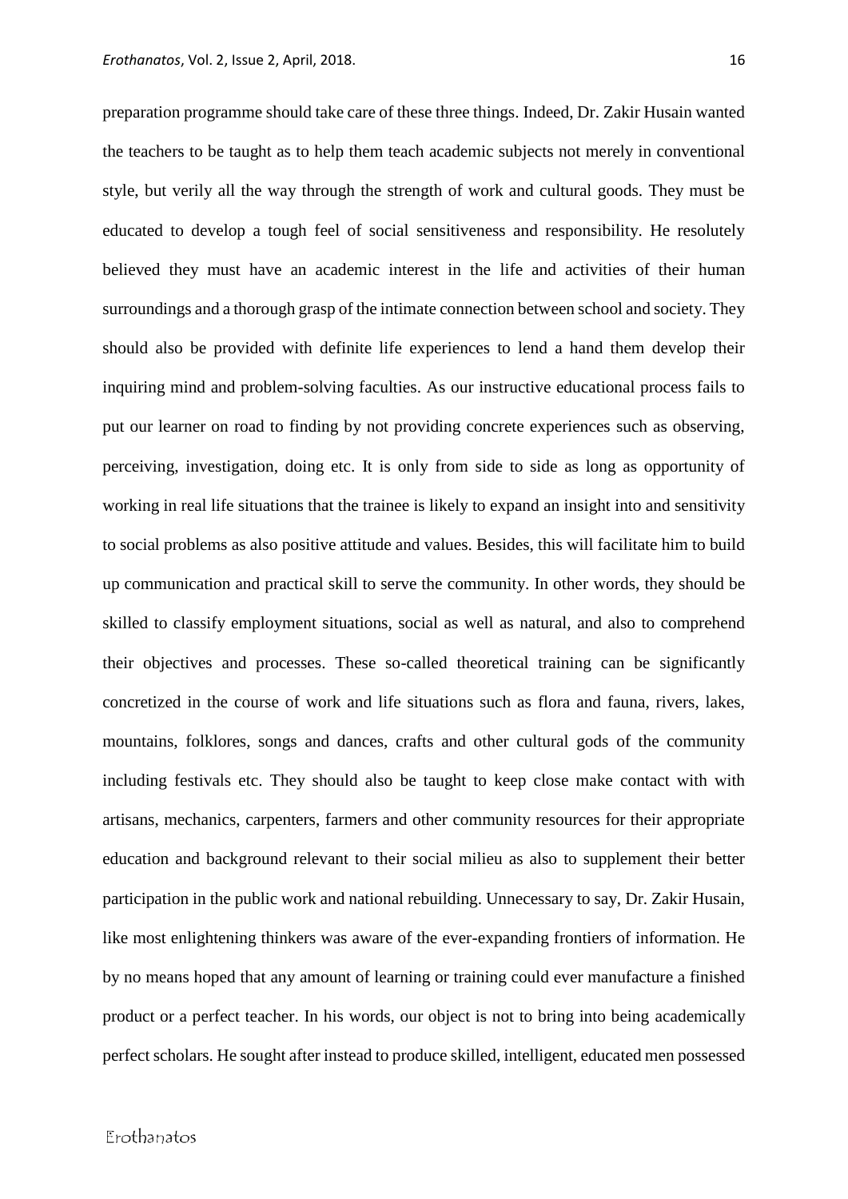preparation programme should take care of these three things. Indeed, Dr. Zakir Husain wanted the teachers to be taught as to help them teach academic subjects not merely in conventional style, but verily all the way through the strength of work and cultural goods. They must be educated to develop a tough feel of social sensitiveness and responsibility. He resolutely believed they must have an academic interest in the life and activities of their human surroundings and a thorough grasp of the intimate connection between school and society. They should also be provided with definite life experiences to lend a hand them develop their inquiring mind and problem-solving faculties. As our instructive educational process fails to put our learner on road to finding by not providing concrete experiences such as observing, perceiving, investigation, doing etc. It is only from side to side as long as opportunity of working in real life situations that the trainee is likely to expand an insight into and sensitivity to social problems as also positive attitude and values. Besides, this will facilitate him to build up communication and practical skill to serve the community. In other words, they should be skilled to classify employment situations, social as well as natural, and also to comprehend their objectives and processes. These so-called theoretical training can be significantly concretized in the course of work and life situations such as flora and fauna, rivers, lakes, mountains, folklores, songs and dances, crafts and other cultural gods of the community including festivals etc. They should also be taught to keep close make contact with with artisans, mechanics, carpenters, farmers and other community resources for their appropriate education and background relevant to their social milieu as also to supplement their better participation in the public work and national rebuilding. Unnecessary to say, Dr. Zakir Husain, like most enlightening thinkers was aware of the ever-expanding frontiers of information. He by no means hoped that any amount of learning or training could ever manufacture a finished product or a perfect teacher. In his words, our object is not to bring into being academically perfect scholars. He sought after instead to produce skilled, intelligent, educated men possessed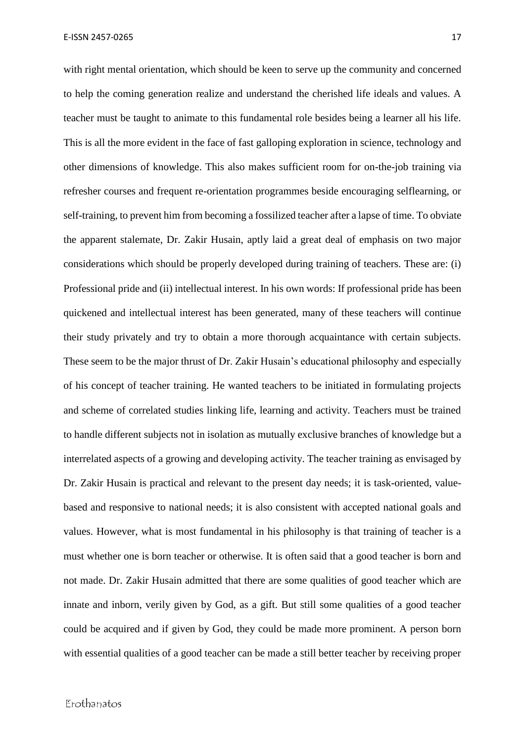with right mental orientation, which should be keen to serve up the community and concerned to help the coming generation realize and understand the cherished life ideals and values. A teacher must be taught to animate to this fundamental role besides being a learner all his life. This is all the more evident in the face of fast galloping exploration in science, technology and other dimensions of knowledge. This also makes sufficient room for on-the-job training via refresher courses and frequent re-orientation programmes beside encouraging selflearning, or self-training, to prevent him from becoming a fossilized teacher after a lapse of time. To obviate the apparent stalemate, Dr. Zakir Husain, aptly laid a great deal of emphasis on two major considerations which should be properly developed during training of teachers. These are: (i) Professional pride and (ii) intellectual interest. In his own words: If professional pride has been quickened and intellectual interest has been generated, many of these teachers will continue their study privately and try to obtain a more thorough acquaintance with certain subjects. These seem to be the major thrust of Dr. Zakir Husain's educational philosophy and especially of his concept of teacher training. He wanted teachers to be initiated in formulating projects and scheme of correlated studies linking life, learning and activity. Teachers must be trained to handle different subjects not in isolation as mutually exclusive branches of knowledge but a interrelated aspects of a growing and developing activity. The teacher training as envisaged by Dr. Zakir Husain is practical and relevant to the present day needs; it is task-oriented, value-based and responsive to national needs; it is also consistent with accepted national goals and values. However, what is most fundamental in his philosophy is that training of teacher is a must whether one is born teacher or otherwise. It is often said that a good teacher is born and not made. Dr. Zakir Husain admitted that there are some qualities of good teacher which are innate and inborn, verily given by God, as a gift. But still some qualities of a good teacher could be acquired and if given by God, they could be made more prominent. A person born with essential qualities of a good teacher can be made a still better teacher by receiving proper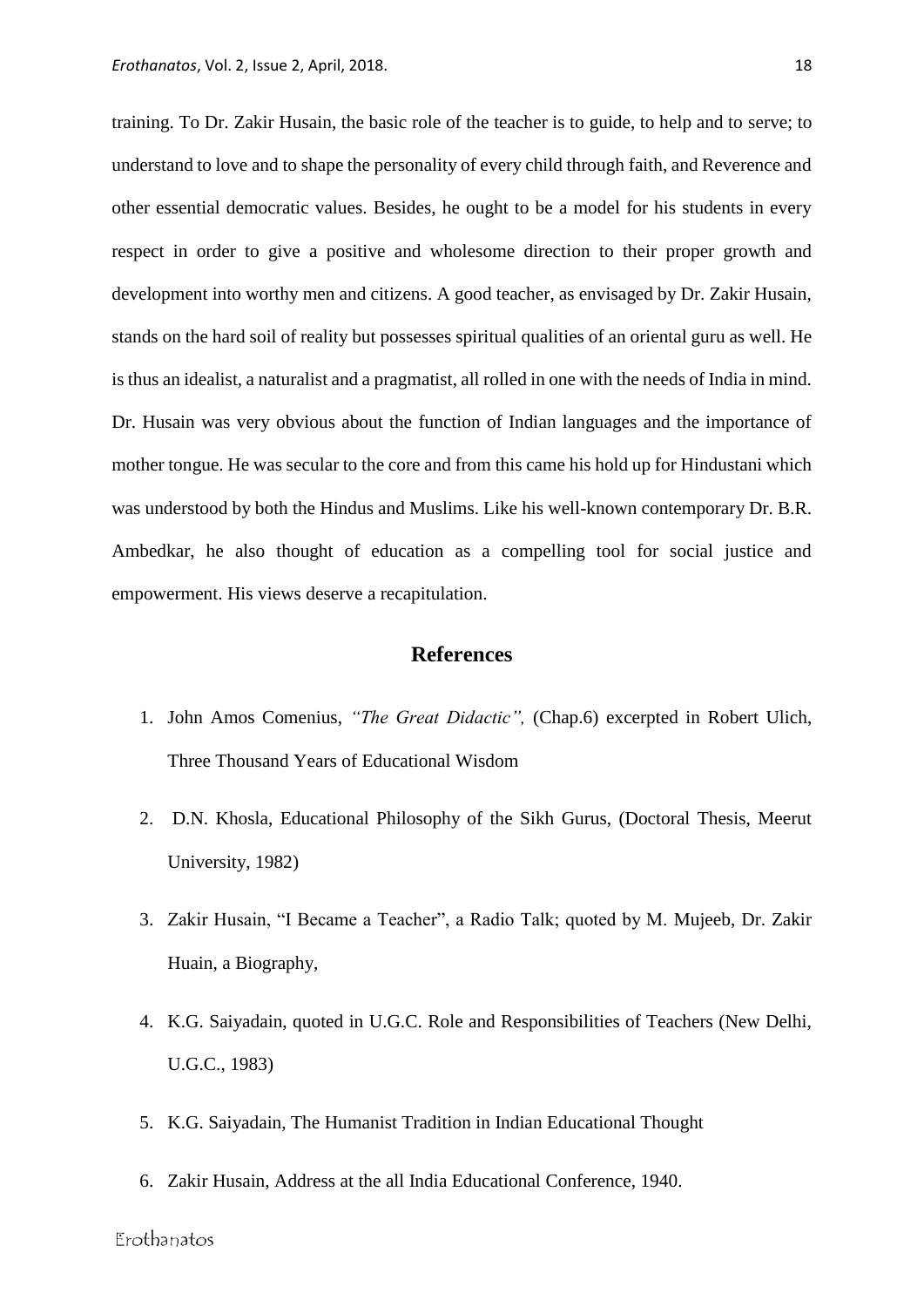training. To Dr. Zakir Husain, the basic role of the teacher is to guide, to help and to serve; to understand to love and to shape the personality of every child through faith, and Reverence and other essential democratic values. Besides, he ought to be a model for his students in every respect in order to give a positive and wholesome direction to their proper growth and development into worthy men and citizens. A good teacher, as envisaged by Dr. Zakir Husain, stands on the hard soil of reality but possesses spiritual qualities of an oriental guru as well. He is thus an idealist, a naturalist and a pragmatist, all rolled in one with the needs of India in mind. Dr. Husain was very obvious about the function of Indian languages and the importance of mother tongue. He was secular to the core and from this came his hold up for Hindustani which was understood by both the Hindus and Muslims. Like his well-known contemporary Dr. B.R. Ambedkar, he also thought of education as a compelling tool for social justice and empowerment. His views deserve a recapitulation.

## References

1. John Amos Comenius, *"The Great Didactic",* (Chap.6) excerpted in Robert Ulich, Three Thousand Years of Educational Wisdom
2. D.N. Khosla, Educational Philosophy of the Sikh Gurus, (Doctoral Thesis, Meerut University, 1982)
3. Zakir Husain, "I Became a Teacher", a Radio Talk; quoted by M. Mujeeb, Dr. Zakir Huain, a Biography,
4. K.G. Saiyadain, quoted in U.G.C. Role and Responsibilities of Teachers (New Delhi, U.G.C., 1983)
5. K.G. Saiyadain, The Humanist Tradition in Indian Educational Thought
6. Zakir Husain, Address at the all India Educational Conference, 1940.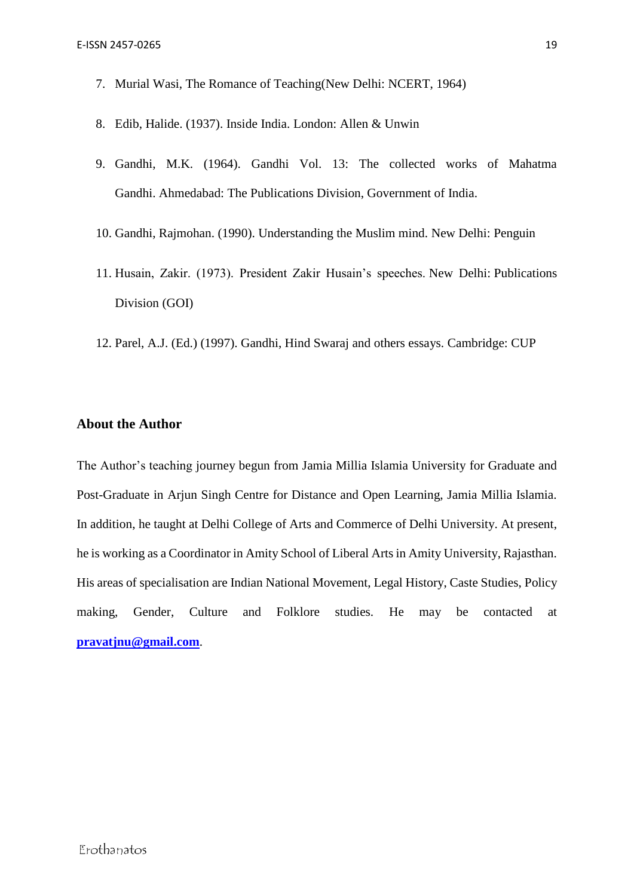7. Murial Wasi, The Romance of Teaching(New Delhi: NCERT, 1964)

8. Edib, Halide. (1937). Inside India. London: Allen & Unwin

9. Gandhi, M.K. (1964). Gandhi Vol. 13: The collected works of Mahatma Gandhi. Ahmedabad: The Publications Division, Government of India.

10. Gandhi, Rajmohan. (1990). Understanding the Muslim mind. New Delhi: Penguin

11. Husain, Zakir. (1973). President Zakir Husain's speeches. New Delhi: Publications Division (GOI)

12. Parel, A.J. (Ed.) (1997). Gandhi, Hind Swaraj and others essays. Cambridge: CUP

## About the Author

The Author's teaching journey begun from Jamia Millia Islamia University for Graduate and Post-Graduate in Arjun Singh Centre for Distance and Open Learning, Jamia Millia Islamia. In addition, he taught at Delhi College of Arts and Commerce of Delhi University. At present, he is working as a Coordinator in Amity School of Liberal Arts in Amity University, Rajasthan. His areas of specialisation are Indian National Movement, Legal History, Caste Studies, Policy making, Gender, Culture and Folklore studies. He may be contacted at **pravatjnu@gmail.com**.